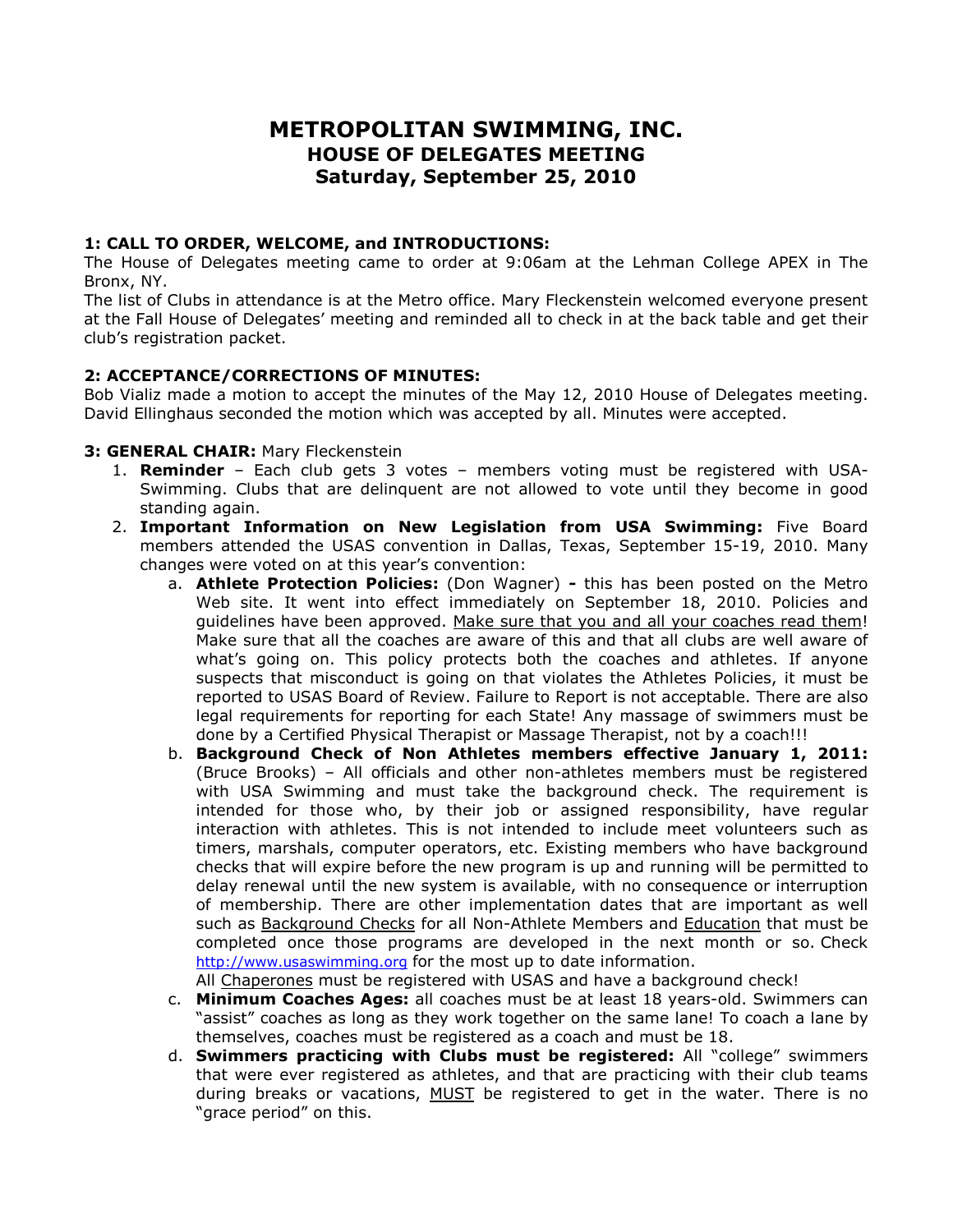# METROPOLITAN SWIMMING, INC.
## HOUSE OF DELEGATES MEETING
## Saturday, September 25, 2010

**1: CALL TO ORDER, WELCOME, and INTRODUCTIONS:**
The House of Delegates meeting came to order at 9:06am at the Lehman College APEX in The Bronx, NY.
The list of Clubs in attendance is at the Metro office. Mary Fleckenstein welcomed everyone present at the Fall House of Delegates' meeting and reminded all to check in at the back table and get their club's registration packet.

**2: ACCEPTANCE/CORRECTIONS OF MINUTES:**
Bob Vializ made a motion to accept the minutes of the May 12, 2010 House of Delegates meeting. David Ellinghaus seconded the motion which was accepted by all. Minutes were accepted.

**3: GENERAL CHAIR:** Mary Fleckenstein

1. **Reminder** – Each club gets 3 votes – members voting must be registered with USA-Swimming. Clubs that are delinquent are not allowed to vote until they become in good standing again.
2. **Important Information on New Legislation from USA Swimming:** Five Board members attended the USAS convention in Dallas, Texas, September 15-19, 2010. Many changes were voted on at this year's convention:
   a. **Athlete Protection Policies:** (Don Wagner) **-** this has been posted on the Metro Web site. It went into effect immediately on September 18, 2010. Policies and guidelines have been approved. Make sure that you and all your coaches read them! Make sure that all the coaches are aware of this and that all clubs are well aware of what's going on. This policy protects both the coaches and athletes. If anyone suspects that misconduct is going on that violates the Athletes Policies, it must be reported to USAS Board of Review. Failure to Report is not acceptable. There are also legal requirements for reporting for each State! Any massage of swimmers must be done by a Certified Physical Therapist or Massage Therapist, not by a coach!!!
   b. **Background Check of Non Athletes members effective January 1, 2011:** (Bruce Brooks) – All officials and other non-athletes members must be registered with USA Swimming and must take the background check. The requirement is intended for those who, by their job or assigned responsibility, have regular interaction with athletes. This is not intended to include meet volunteers such as timers, marshals, computer operators, etc. Existing members who have background checks that will expire before the new program is up and running will be permitted to delay renewal until the new system is available, with no consequence or interruption of membership. There are other implementation dates that are important as well such as Background Checks for all Non-Athlete Members and Education that must be completed once those programs are developed in the next month or so. Check http://www.usaswimming.org for the most up to date information.
   All Chaperones must be registered with USAS and have a background check!
   c. **Minimum Coaches Ages:** all coaches must be at least 18 years-old. Swimmers can "assist" coaches as long as they work together on the same lane! To coach a lane by themselves, coaches must be registered as a coach and must be 18.
   d. **Swimmers practicing with Clubs must be registered:** All "college" swimmers that were ever registered as athletes, and that are practicing with their club teams during breaks or vacations, MUST be registered to get in the water. There is no "grace period" on this.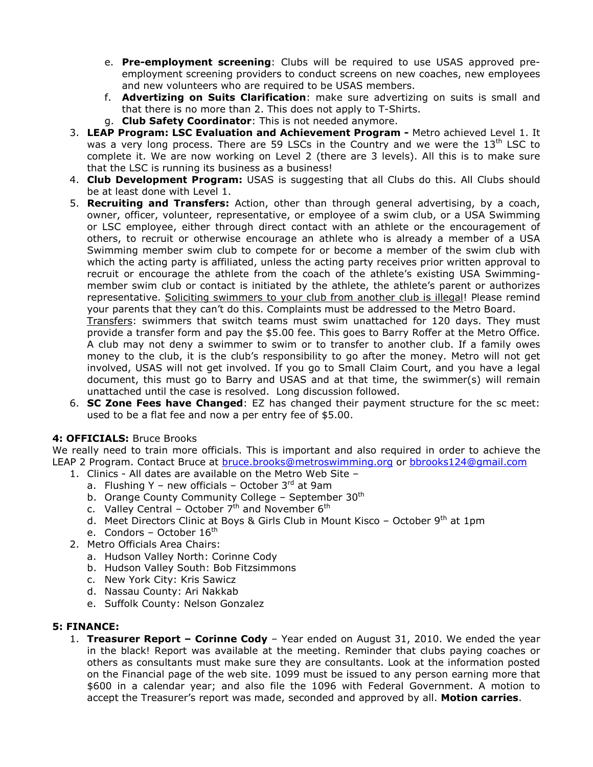e. **Pre-employment screening**: Clubs will be required to use USAS approved pre-employment screening providers to conduct screens on new coaches, new employees and new volunteers who are required to be USAS members.
   f. **Advertizing on Suits Clarification**: make sure advertizing on suits is small and that there is no more than 2. This does not apply to T-Shirts.
   g. **Club Safety Coordinator**: This is not needed anymore.

3. **LEAP Program: LSC Evaluation and Achievement Program -** Metro achieved Level 1. It was a very long process. There are 59 LSCs in the Country and we were the 13th LSC to complete it. We are now working on Level 2 (there are 3 levels). All this is to make sure that the LSC is running its business as a business!
4. **Club Development Program:** USAS is suggesting that all Clubs do this. All Clubs should be at least done with Level 1.
5. **Recruiting and Transfers:** Action, other than through general advertising, by a coach, owner, officer, volunteer, representative, or employee of a swim club, or a USA Swimming or LSC employee, either through direct contact with an athlete or the encouragement of others, to recruit or otherwise encourage an athlete who is already a member of a USA Swimming member swim club to compete for or become a member of the swim club with which the acting party is affiliated, unless the acting party receives prior written approval to recruit or encourage the athlete from the coach of the athlete's existing USA Swimming-member swim club or contact is initiated by the athlete, the athlete's parent or authorizes representative. <u>Soliciting swimmers to your club from another club is illegal</u>! Please remind your parents that they can't do this. Complaints must be addressed to the Metro Board.
   <u>Transfers</u>: swimmers that switch teams must swim unattached for 120 days. They must provide a transfer form and pay the $5.00 fee. This goes to Barry Roffer at the Metro Office. A club may not deny a swimmer to swim or to transfer to another club. If a family owes money to the club, it is the club's responsibility to go after the money. Metro will not get involved, USAS will not get involved. If you go to Small Claim Court, and you have a legal document, this must go to Barry and USAS and at that time, the swimmer(s) will remain unattached until the case is resolved. Long discussion followed.
6. **SC Zone Fees have Changed**: EZ has changed their payment structure for the sc meet: used to be a flat fee and now a per entry fee of $5.00.

**4: OFFICIALS:** Bruce Brooks

We really need to train more officials. This is important and also required in order to achieve the LEAP 2 Program. Contact Bruce at bruce.brooks@metroswimming.org or bbrooks124@gmail.com

1. Clinics - All dates are available on the Metro Web Site –
   a. Flushing Y – new officials – October 3rd at 9am
   b. Orange County Community College – September 30th
   c. Valley Central – October 7th and November 6th
   d. Meet Directors Clinic at Boys & Girls Club in Mount Kisco – October 9th at 1pm
   e. Condors – October 16th
2. Metro Officials Area Chairs:
   a. Hudson Valley North: Corinne Cody
   b. Hudson Valley South: Bob Fitzsimmons
   c. New York City: Kris Sawicz
   d. Nassau County: Ari Nakkab
   e. Suffolk County: Nelson Gonzalez

**5: FINANCE:**

1. **Treasurer Report – Corinne Cody** – Year ended on August 31, 2010. We ended the year in the black! Report was available at the meeting. Reminder that clubs paying coaches or others as consultants must make sure they are consultants. Look at the information posted on the Financial page of the web site. 1099 must be issued to any person earning more that $600 in a calendar year; and also file the 1096 with Federal Government. A motion to accept the Treasurer's report was made, seconded and approved by all. **Motion carries**.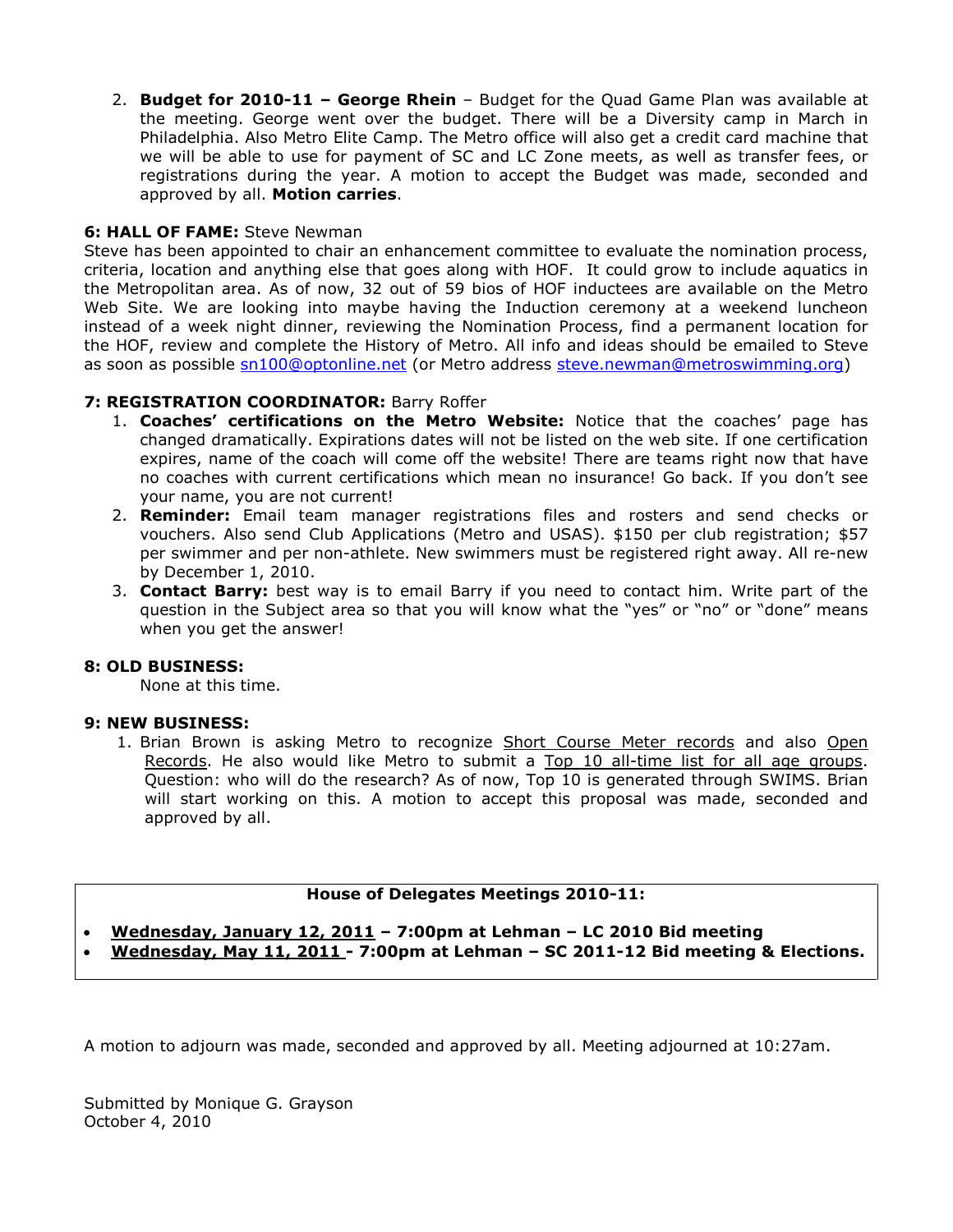2. **Budget for 2010-11 – George Rhein** – Budget for the Quad Game Plan was available at the meeting. George went over the budget. There will be a Diversity camp in March in Philadelphia. Also Metro Elite Camp. The Metro office will also get a credit card machine that we will be able to use for payment of SC and LC Zone meets, as well as transfer fees, or registrations during the year. A motion to accept the Budget was made, seconded and approved by all. **Motion carries**.

**6: HALL OF FAME:** Steve Newman

Steve has been appointed to chair an enhancement committee to evaluate the nomination process, criteria, location and anything else that goes along with HOF. It could grow to include aquatics in the Metropolitan area. As of now, 32 out of 59 bios of HOF inductees are available on the Metro Web Site. We are looking into maybe having the Induction ceremony at a weekend luncheon instead of a week night dinner, reviewing the Nomination Process, find a permanent location for the HOF, review and complete the History of Metro. All info and ideas should be emailed to Steve as soon as possible sn100@optonline.net (or Metro address steve.newman@metroswimming.org)

**7: REGISTRATION COORDINATOR:** Barry Roffer

1. **Coaches' certifications on the Metro Website:** Notice that the coaches' page has changed dramatically. Expirations dates will not be listed on the web site. If one certification expires, name of the coach will come off the website! There are teams right now that have no coaches with current certifications which mean no insurance! Go back. If you don't see your name, you are not current!
2. **Reminder:** Email team manager registrations files and rosters and send checks or vouchers. Also send Club Applications (Metro and USAS). $150 per club registration; $57 per swimmer and per non-athlete. New swimmers must be registered right away. All re-new by December 1, 2010.
3. **Contact Barry:** best way is to email Barry if you need to contact him. Write part of the question in the Subject area so that you will know what the "yes" or "no" or "done" means when you get the answer!

**8: OLD BUSINESS:**

None at this time.

**9: NEW BUSINESS:**

1. Brian Brown is asking Metro to recognize <u>Short Course Meter records</u> and also <u>Open Records</u>. He also would like Metro to submit a <u>Top 10 all-time list for all age groups</u>. Question: who will do the research? As of now, Top 10 is generated through SWIMS. Brian will start working on this. A motion to accept this proposal was made, seconded and approved by all.

**House of Delegates Meetings 2010-11:**

- **<u>Wednesday, January 12, 2011</u> – 7:00pm at Lehman – LC 2010 Bid meeting**
- **<u>Wednesday, May 11, 2011</u> - 7:00pm at Lehman – SC 2011-12 Bid meeting & Elections.**

A motion to adjourn was made, seconded and approved by all. Meeting adjourned at 10:27am.

Submitted by Monique G. Grayson
October 4, 2010